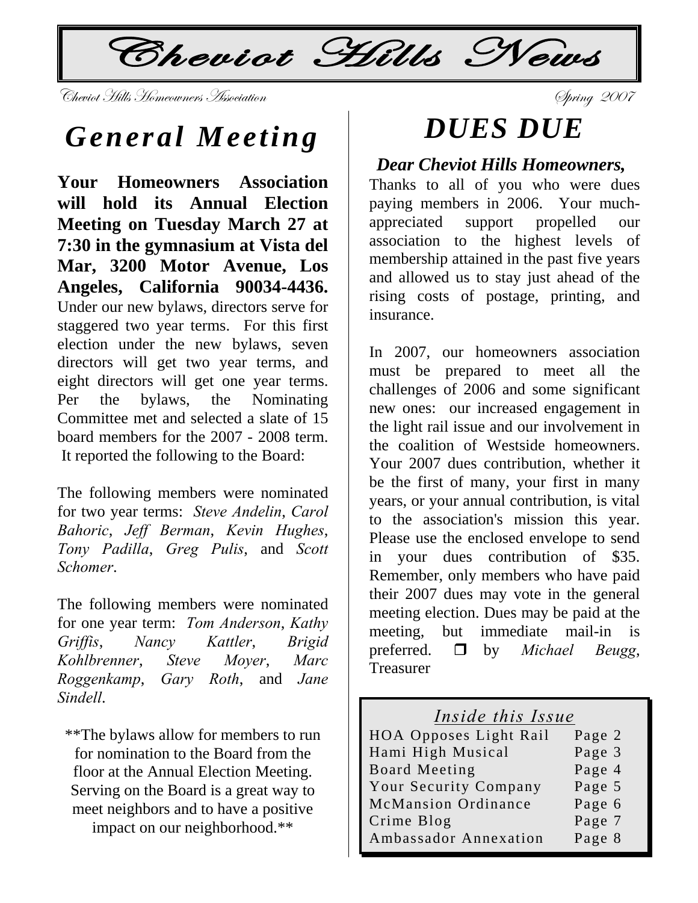# Cheviot Hills News

Cheviot Hills Homeowners Association — Spring 2007

## General Meeting

**Your Homeowners Association will hold its Annual Election Meeting on Tuesday March 27 at 7:30 in the gymnasium at Vista del Mar, 3200 Motor Avenue, Los Angeles, California 90034-4436.** Under our new bylaws, directors serve for staggered two year terms. For this first election under the new bylaws, seven directors will get two year terms, and eight directors will get one year terms. Per the bylaws, the Nominating Committee met and selected a slate of 15 board members for the 2007 - 2008 term. It reported the following to the Board:

The following members were nominated for two year terms: *Steve Andelin*, *Carol Bahoric*, *Jeff Berman*, *Kevin Hughes*, *Tony Padilla*, *Greg Pulis*, and *Scott Schomer*.

The following members were nominated for one year term: *Tom Anderson*, *Kathy Griffis*, *Nancy Kattler*, *Brigid Kohlbrenner*, *Steve Moyer*, *Marc Roggenkamp*, *Gary Roth*, and *Jane Sindell*.

**The bylaws allow for members to run for nomination to the Board from the floor at the Annual Election Meeting. Serving on the Board is a great way to meet neighbors and to have a positive impact on our neighborhood.**

## DUES DUE

***Dear Cheviot Hills Homeowners,***

Thanks to all of you who were dues paying members in 2006. Your much-appreciated support propelled our association to the highest levels of membership attained in the past five years and allowed us to stay just ahead of the rising costs of postage, printing, and insurance.

In 2007, our homeowners association must be prepared to meet all the challenges of 2006 and some significant new ones: our increased engagement in the light rail issue and our involvement in the coalition of Westside homeowners. Your 2007 dues contribution, whether it be the first of many, your first in many years, or your annual contribution, is vital to the association's mission this year. Please use the enclosed envelope to send in your dues contribution of $35. Remember, only members who have paid their 2007 dues may vote in the general meeting election. Dues may be paid at the meeting, but immediate mail-in is preferred. ❒ by *Michael Beugg*, Treasurer

### *Inside this Issue*

| | |
|---|---|
| HOA Opposes Light Rail | Page 2 |
| Hami High Musical | Page 3 |
| Board Meeting | Page 4 |
| Your Security Company | Page 5 |
| McMansion Ordinance | Page 6 |
| Crime Blog | Page 7 |
| Ambassador Annexation | Page 8 |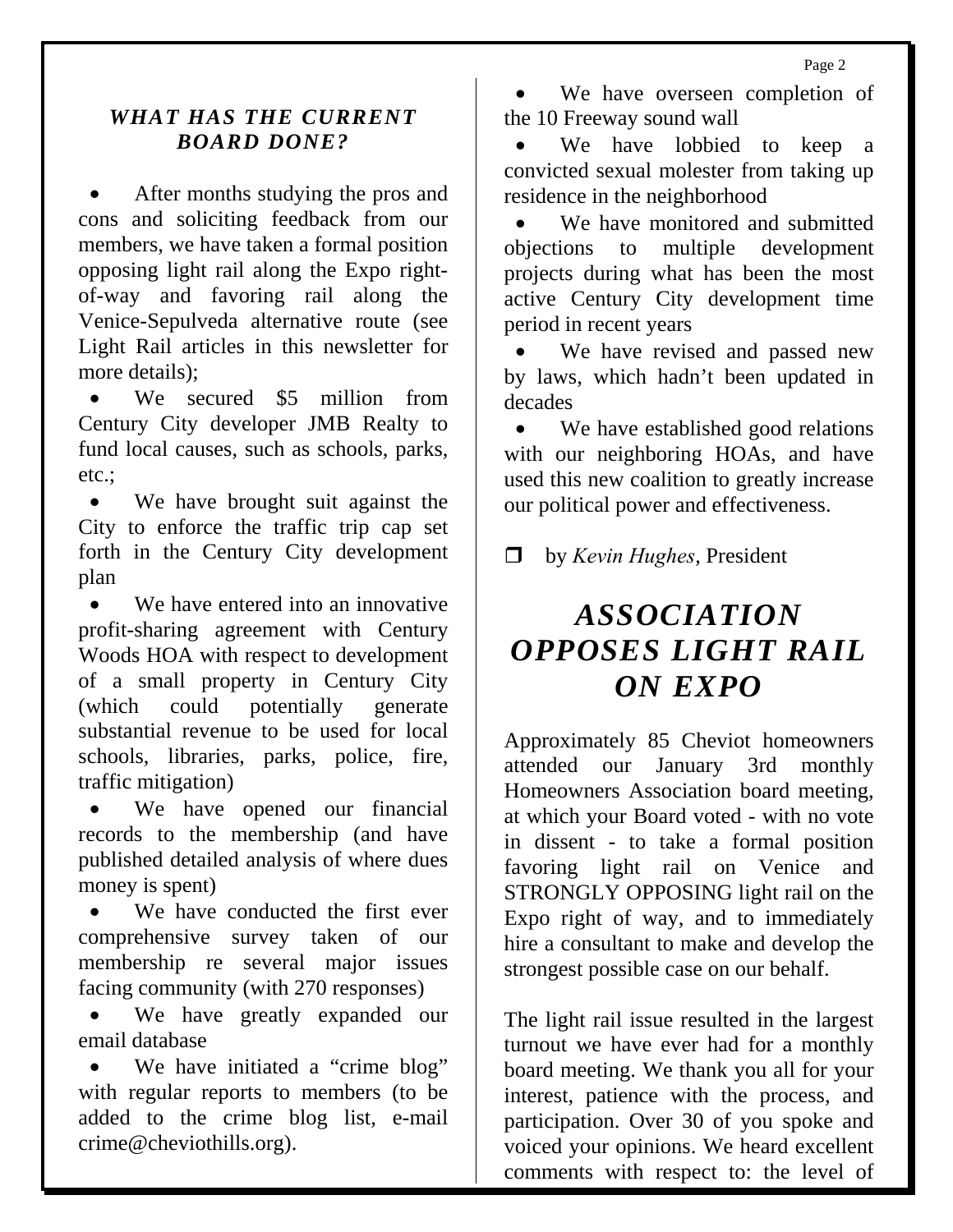### *WHAT HAS THE CURRENT BOARD DONE?*

- After months studying the pros and cons and soliciting feedback from our members, we have taken a formal position opposing light rail along the Expo right-of-way and favoring rail along the Venice-Sepulveda alternative route (see Light Rail articles in this newsletter for more details);
- We secured $5 million from Century City developer JMB Realty to fund local causes, such as schools, parks, etc.;
- We have brought suit against the City to enforce the traffic trip cap set forth in the Century City development plan
- We have entered into an innovative profit-sharing agreement with Century Woods HOA with respect to development of a small property in Century City (which could potentially generate substantial revenue to be used for local schools, libraries, parks, police, fire, traffic mitigation)
- We have opened our financial records to the membership (and have published detailed analysis of where dues money is spent)
- We have conducted the first ever comprehensive survey taken of our membership re several major issues facing community (with 270 responses)
- We have greatly expanded our email database
- We have initiated a "crime blog" with regular reports to members (to be added to the crime blog list, e-mail crime@cheviothills.org).
- We have overseen completion of the 10 Freeway sound wall
- We have lobbied to keep a convicted sexual molester from taking up residence in the neighborhood
- We have monitored and submitted objections to multiple development projects during what has been the most active Century City development time period in recent years
- We have revised and passed new by laws, which hadn't been updated in decades
- We have established good relations with our neighboring HOAs, and have used this new coalition to greatly increase our political power and effectiveness.

❒ by *Kevin Hughes*, President

## *ASSOCIATION OPPOSES LIGHT RAIL ON EXPO*

Approximately 85 Cheviot homeowners attended our January 3rd monthly Homeowners Association board meeting, at which your Board voted - with no vote in dissent - to take a formal position favoring light rail on Venice and STRONGLY OPPOSING light rail on the Expo right of way, and to immediately hire a consultant to make and develop the strongest possible case on our behalf.

The light rail issue resulted in the largest turnout we have ever had for a monthly board meeting. We thank you all for your interest, patience with the process, and participation. Over 30 of you spoke and voiced your opinions. We heard excellent comments with respect to: the level of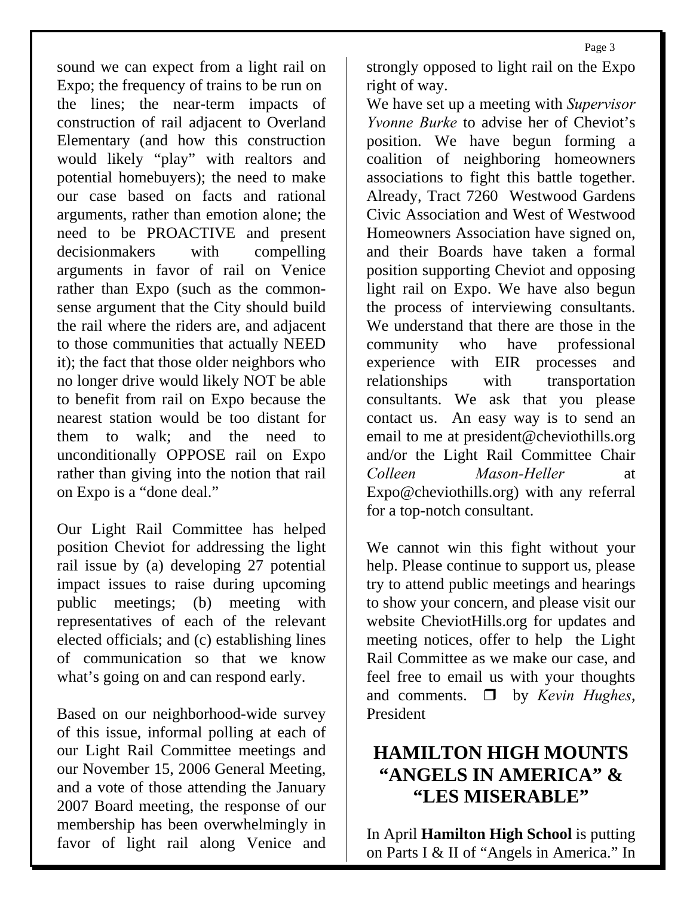sound we can expect from a light rail on Expo; the frequency of trains to be run on the lines; the near-term impacts of construction of rail adjacent to Overland Elementary (and how this construction would likely "play" with realtors and potential homebuyers); the need to make our case based on facts and rational arguments, rather than emotion alone; the need to be PROACTIVE and present decisionmakers with compelling arguments in favor of rail on Venice rather than Expo (such as the common-sense argument that the City should build the rail where the riders are, and adjacent to those communities that actually NEED it); the fact that those older neighbors who no longer drive would likely NOT be able to benefit from rail on Expo because the nearest station would be too distant for them to walk; and the need to unconditionally OPPOSE rail on Expo rather than giving into the notion that rail on Expo is a "done deal."

Our Light Rail Committee has helped position Cheviot for addressing the light rail issue by (a) developing 27 potential impact issues to raise during upcoming public meetings; (b) meeting with representatives of each of the relevant elected officials; and (c) establishing lines of communication so that we know what's going on and can respond early.

Based on our neighborhood-wide survey of this issue, informal polling at each of our Light Rail Committee meetings and our November 15, 2006 General Meeting, and a vote of those attending the January 2007 Board meeting, the response of our membership has been overwhelmingly in favor of light rail along Venice and strongly opposed to light rail on the Expo right of way.

We have set up a meeting with *Supervisor Yvonne Burke* to advise her of Cheviot's position. We have begun forming a coalition of neighboring homeowners associations to fight this battle together. Already, Tract 7260 Westwood Gardens Civic Association and West of Westwood Homeowners Association have signed on, and their Boards have taken a formal position supporting Cheviot and opposing light rail on Expo. We have also begun the process of interviewing consultants. We understand that there are those in the community who have professional experience with EIR processes and relationships with transportation consultants. We ask that you please contact us. An easy way is to send an email to me at president@cheviothills.org and/or the Light Rail Committee Chair *Colleen Mason-Heller* at Expo@cheviothills.org) with any referral for a top-notch consultant.

We cannot win this fight without your help. Please continue to support us, please try to attend public meetings and hearings to show your concern, and please visit our website CheviotHills.org for updates and meeting notices, offer to help the Light Rail Committee as we make our case, and feel free to email us with your thoughts and comments. ❒ by *Kevin Hughes*, President

## HAMILTON HIGH MOUNTS "ANGELS IN AMERICA" & "LES MISERABLE"

In April **Hamilton High School** is putting on Parts I & II of "Angels in America." In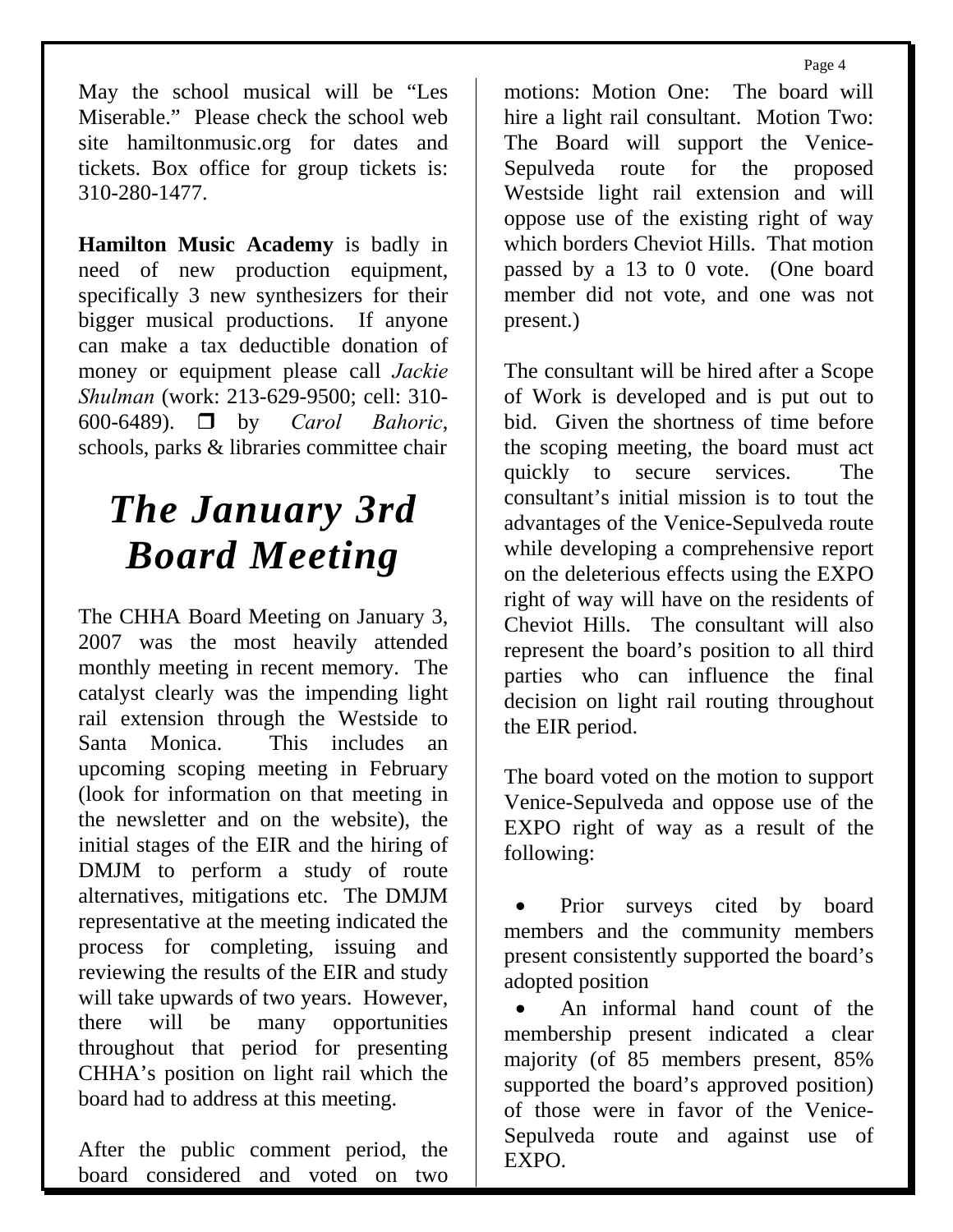May the school musical will be "Les Miserable." Please check the school web site hamiltonmusic.org for dates and tickets. Box office for group tickets is: 310-280-1477.

**Hamilton Music Academy** is badly in need of new production equipment, specifically 3 new synthesizers for their bigger musical productions. If anyone can make a tax deductible donation of money or equipment please call *Jackie Shulman* (work: 213-629-9500; cell: 310-600-6489). ❐ by *Carol Bahoric*, schools, parks & libraries committee chair

# *The January 3rd Board Meeting*

The CHHA Board Meeting on January 3, 2007 was the most heavily attended monthly meeting in recent memory. The catalyst clearly was the impending light rail extension through the Westside to Santa Monica. This includes an upcoming scoping meeting in February (look for information on that meeting in the newsletter and on the website), the initial stages of the EIR and the hiring of DMJM to perform a study of route alternatives, mitigations etc. The DMJM representative at the meeting indicated the process for completing, issuing and reviewing the results of the EIR and study will take upwards of two years. However, there will be many opportunities throughout that period for presenting CHHA's position on light rail which the board had to address at this meeting.

After the public comment period, the board considered and voted on two motions: Motion One: The board will hire a light rail consultant. Motion Two: The Board will support the Venice-Sepulveda route for the proposed Westside light rail extension and will oppose use of the existing right of way which borders Cheviot Hills. That motion passed by a 13 to 0 vote. (One board member did not vote, and one was not present.)

The consultant will be hired after a Scope of Work is developed and is put out to bid. Given the shortness of time before the scoping meeting, the board must act quickly to secure services. The consultant's initial mission is to tout the advantages of the Venice-Sepulveda route while developing a comprehensive report on the deleterious effects using the EXPO right of way will have on the residents of Cheviot Hills. The consultant will also represent the board's position to all third parties who can influence the final decision on light rail routing throughout the EIR period.

The board voted on the motion to support Venice-Sepulveda and oppose use of the EXPO right of way as a result of the following:

- Prior surveys cited by board members and the community members present consistently supported the board's adopted position
- An informal hand count of the membership present indicated a clear majority (of 85 members present, 85% supported the board's approved position) of those were in favor of the Venice-Sepulveda route and against use of EXPO.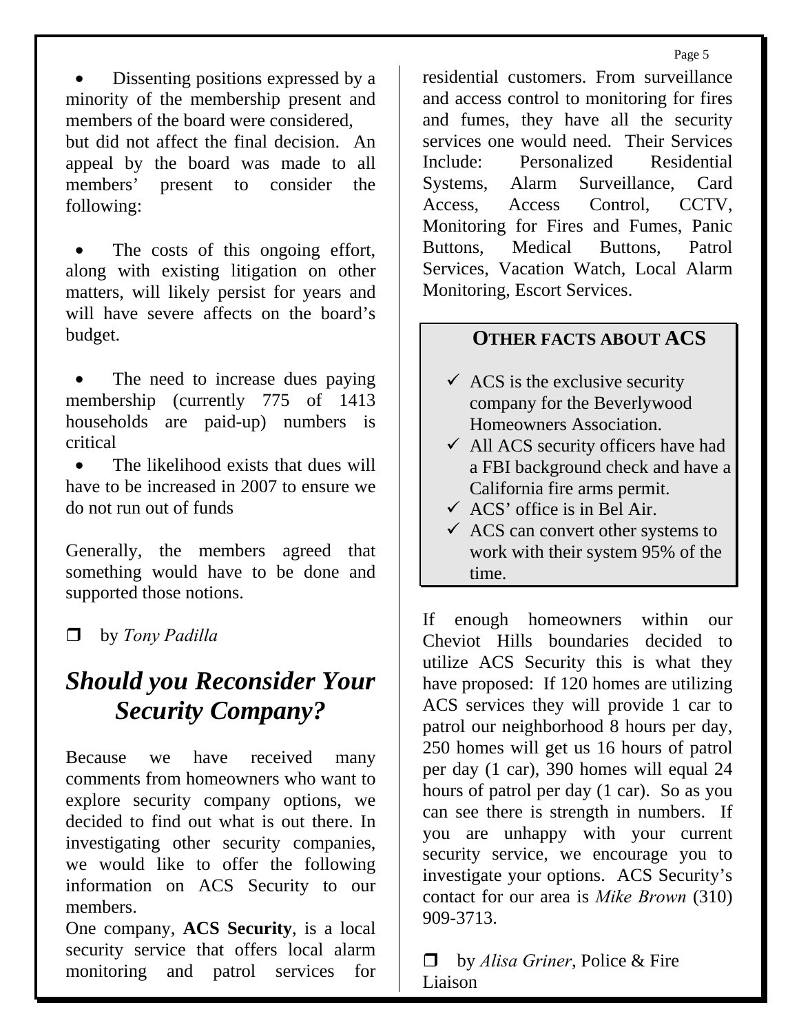- Dissenting positions expressed by a minority of the membership present and members of the board were considered,

but did not affect the final decision. An appeal by the board was made to all members' present to consider the following:

- The costs of this ongoing effort, along with existing litigation on other matters, will likely persist for years and will have severe affects on the board's budget.

- The need to increase dues paying membership (currently 775 of 1413 households are paid-up) numbers is critical
- The likelihood exists that dues will have to be increased in 2007 to ensure we do not run out of funds

Generally, the members agreed that something would have to be done and supported those notions.

❒ by *Tony Padilla*

## *Should you Reconsider Your Security Company?*

Because we have received many comments from homeowners who want to explore security company options, we decided to find out what is out there. In investigating other security companies, we would like to offer the following information on ACS Security to our members.

One company, **ACS Security**, is a local security service that offers local alarm monitoring and patrol services for residential customers. From surveillance and access control to monitoring for fires and fumes, they have all the security services one would need. Their Services Include: Personalized Residential Systems, Alarm Surveillance, Card Access, Access Control, CCTV, Monitoring for Fires and Fumes, Panic Buttons, Medical Buttons, Patrol Services, Vacation Watch, Local Alarm Monitoring, Escort Services.

**OTHER FACTS ABOUT ACS**

- ✓ ACS is the exclusive security company for the Beverlywood Homeowners Association.
- ✓ All ACS security officers have had a FBI background check and have a California fire arms permit.
- ✓ ACS' office is in Bel Air.
- ✓ ACS can convert other systems to work with their system 95% of the time.

If enough homeowners within our Cheviot Hills boundaries decided to utilize ACS Security this is what they have proposed: If 120 homes are utilizing ACS services they will provide 1 car to patrol our neighborhood 8 hours per day, 250 homes will get us 16 hours of patrol per day (1 car), 390 homes will equal 24 hours of patrol per day (1 car). So as you can see there is strength in numbers. If you are unhappy with your current security service, we encourage you to investigate your options. ACS Security's contact for our area is *Mike Brown* (310) 909-3713.

❒ by *Alisa Griner*, Police & Fire Liaison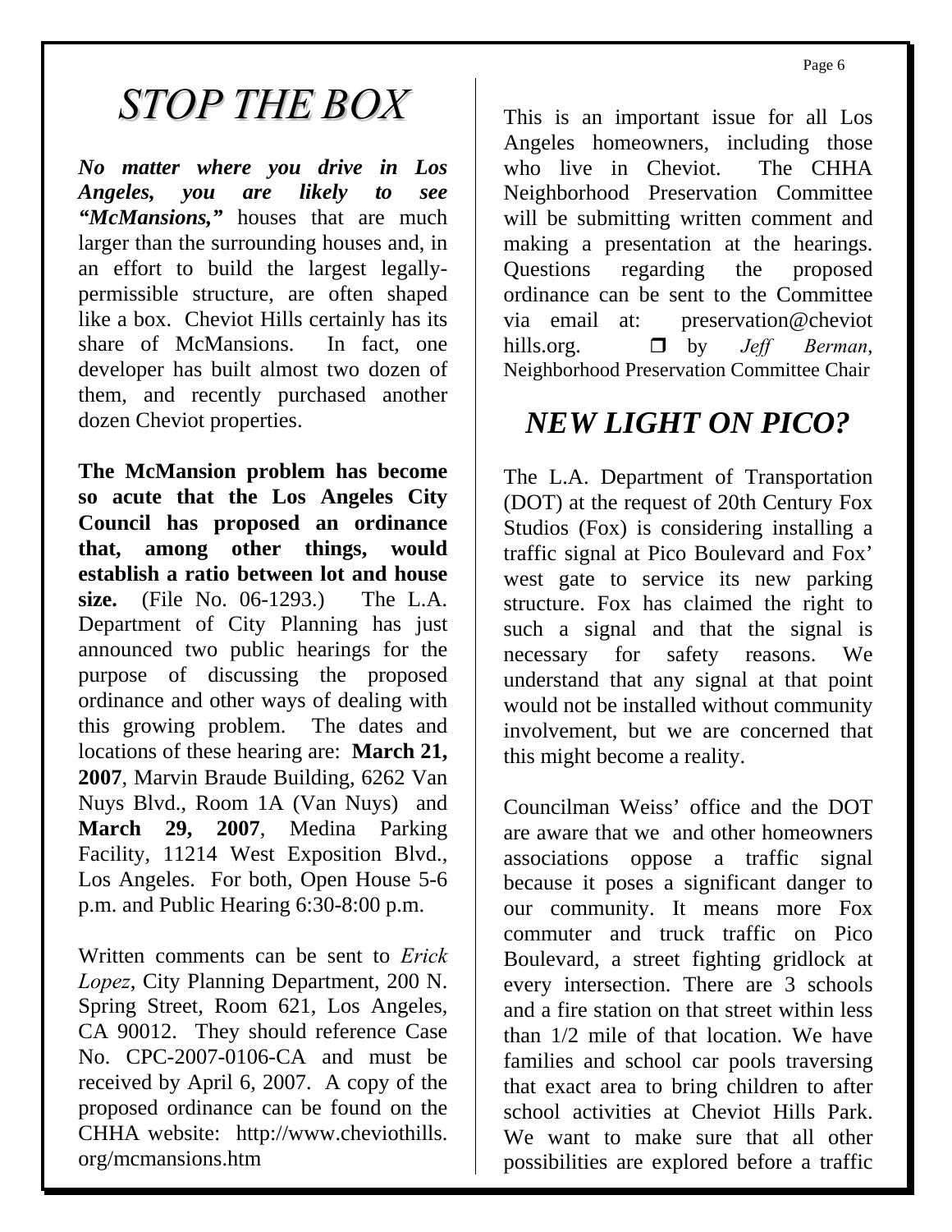# *STOP THE BOX*

***No matter where you drive in Los Angeles, you are likely to see "McMansions,"*** houses that are much larger than the surrounding houses and, in an effort to build the largest legally-permissible structure, are often shaped like a box. Cheviot Hills certainly has its share of McMansions. In fact, one developer has built almost two dozen of them, and recently purchased another dozen Cheviot properties.

**The McMansion problem has become so acute that the Los Angeles City Council has proposed an ordinance that, among other things, would establish a ratio between lot and house size.** (File No. 06-1293.) The L.A. Department of City Planning has just announced two public hearings for the purpose of discussing the proposed ordinance and other ways of dealing with this growing problem. The dates and locations of these hearing are: **March 21, 2007**, Marvin Braude Building, 6262 Van Nuys Blvd., Room 1A (Van Nuys) and **March 29, 2007**, Medina Parking Facility, 11214 West Exposition Blvd., Los Angeles. For both, Open House 5-6 p.m. and Public Hearing 6:30-8:00 p.m.

Written comments can be sent to *Erick Lopez*, City Planning Department, 200 N. Spring Street, Room 621, Los Angeles, CA 90012. They should reference Case No. CPC-2007-0106-CA and must be received by April 6, 2007. A copy of the proposed ordinance can be found on the CHHA website: http://www.cheviothills.org/mcmansions.htm

This is an important issue for all Los Angeles homeowners, including those who live in Cheviot. The CHHA Neighborhood Preservation Committee will be submitting written comment and making a presentation at the hearings. Questions regarding the proposed ordinance can be sent to the Committee via email at: preservation@cheviothills.org. ❒ by *Jeff Berman*, Neighborhood Preservation Committee Chair

# *NEW LIGHT ON PICO?*

The L.A. Department of Transportation (DOT) at the request of 20th Century Fox Studios (Fox) is considering installing a traffic signal at Pico Boulevard and Fox' west gate to service its new parking structure. Fox has claimed the right to such a signal and that the signal is necessary for safety reasons. We understand that any signal at that point would not be installed without community involvement, but we are concerned that this might become a reality.

Councilman Weiss' office and the DOT are aware that we and other homeowners associations oppose a traffic signal because it poses a significant danger to our community. It means more Fox commuter and truck traffic on Pico Boulevard, a street fighting gridlock at every intersection. There are 3 schools and a fire station on that street within less than 1/2 mile of that location. We have families and school car pools traversing that exact area to bring children to after school activities at Cheviot Hills Park. We want to make sure that all other possibilities are explored before a traffic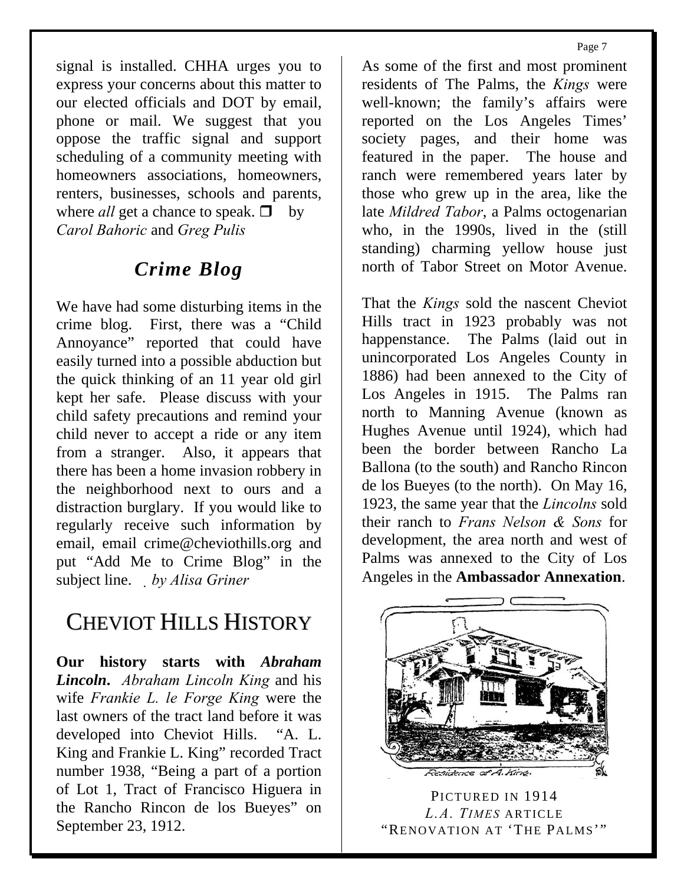signal is installed. CHHA urges you to express your concerns about this matter to our elected officials and DOT by email, phone or mail. We suggest that you oppose the traffic signal and support scheduling of a community meeting with homeowners associations, homeowners, renters, businesses, schools and parents, where *all* get a chance to speak. ❒ by *Carol Bahoric* and *Greg Pulis*

## *Crime Blog*

We have had some disturbing items in the crime blog. First, there was a "Child Annoyance" reported that could have easily turned into a possible abduction but the quick thinking of an 11 year old girl kept her safe. Please discuss with your child safety precautions and remind your child never to accept a ride or any item from a stranger. Also, it appears that there has been a home invasion robbery in the neighborhood next to ours and a distraction burglary. If you would like to regularly receive such information by email, email crime@cheviothills.org and put "Add Me to Crime Blog" in the subject line. *by Alisa Griner*

# CHEVIOT HILLS HISTORY

**Our history starts with *Abraham Lincoln*.** *Abraham Lincoln King* and his wife *Frankie L. le Forge King* were the last owners of the tract land before it was developed into Cheviot Hills. "A. L. King and Frankie L. King" recorded Tract number 1938, "Being a part of a portion of Lot 1, Tract of Francisco Higuera in the Rancho Rincon de los Bueyes" on September 23, 1912.

As some of the first and most prominent residents of The Palms, the *Kings* were well-known; the family's affairs were reported on the Los Angeles Times' society pages, and their home was featured in the paper. The house and ranch were remembered years later by those who grew up in the area, like the late *Mildred Tabor*, a Palms octogenarian who, in the 1990s, lived in the (still standing) charming yellow house just north of Tabor Street on Motor Avenue.

That the *Kings* sold the nascent Cheviot Hills tract in 1923 probably was not happenstance. The Palms (laid out in unincorporated Los Angeles County in 1886) had been annexed to the City of Los Angeles in 1915. The Palms ran north to Manning Avenue (known as Hughes Avenue until 1924), which had been the border between Rancho La Ballona (to the south) and Rancho Rincon de los Bueyes (to the north). On May 16, 1923, the same year that the *Lincolns* sold their ranch to *Frans Nelson & Sons* for development, the area north and west of Palms was annexed to the City of Los Angeles in the **Ambassador Annexation**.

Residence of A. King.

PICTURED IN 1914 *L.A. TIMES* ARTICLE "RENOVATION AT 'THE PALMS'"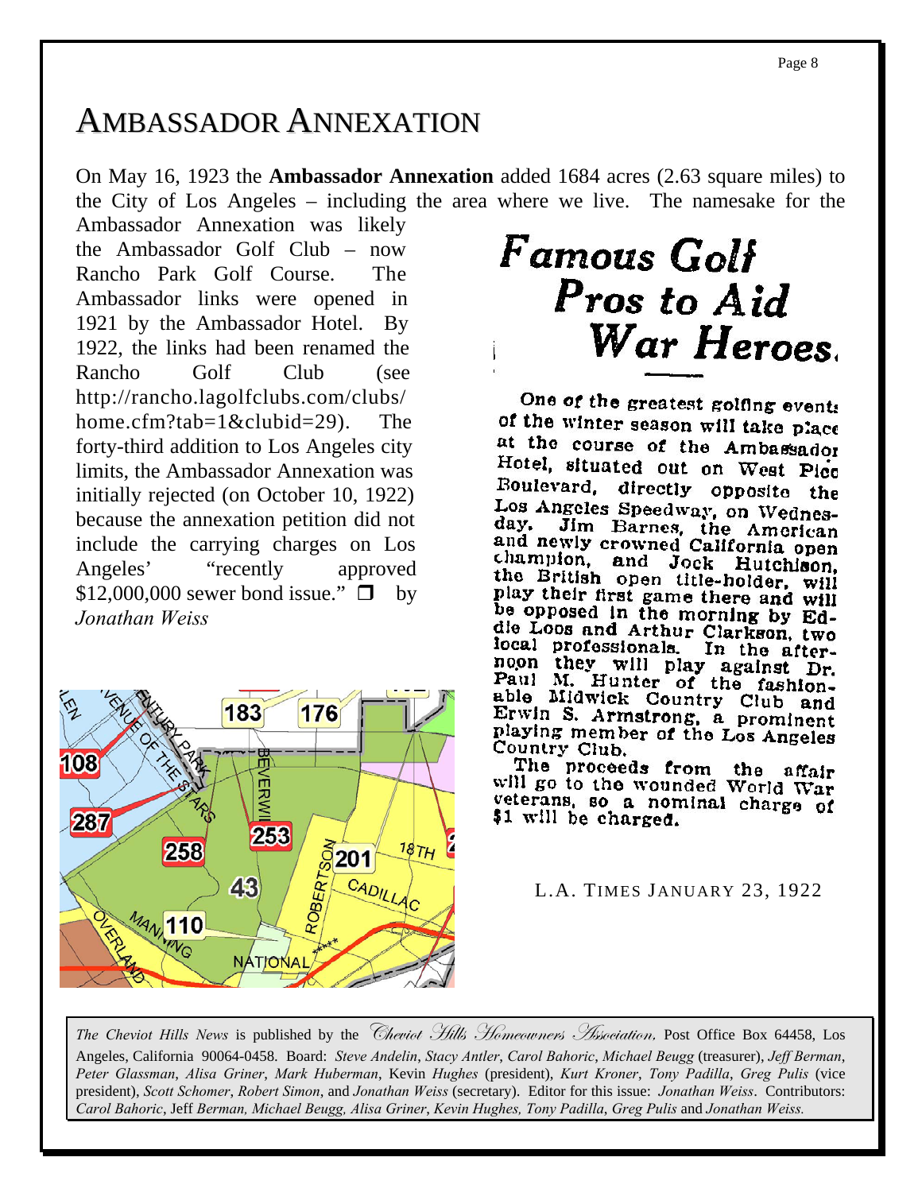# AMBASSADOR ANNEXATION

On May 16, 1923 the **Ambassador Annexation** added 1684 acres (2.63 square miles) to the City of Los Angeles – including the area where we live. The namesake for the Ambassador Annexation was likely the Ambassador Golf Club – now Rancho Park Golf Course. The Ambassador links were opened in 1921 by the Ambassador Hotel. By 1922, the links had been renamed the Rancho Golf Club (see http://rancho.lagolfclubs.com/clubs/home.cfm?tab=1&clubid=29). The forty-third addition to Los Angeles city limits, the Ambassador Annexation was initially rejected (on October 10, 1922) because the annexation petition did not include the carrying charges on Los Angeles' "recently approved $12,000,000 sewer bond issue." ❒ by *Jonathan Weiss*

183
176
108
287
258
253
43
201
110
AVENUE OF THE STARS
CENTURY PARK
BEVERWIL
ROBERTSON
18TH
CADILLAC
MANNING
OVERLAND
NATIONAL

## Famous Golf Pros to Aid War Heroes.

One of the greatest golfing events of the winter season will take place at the course of the Ambassador Hotel, situated out on West Pico Boulevard, directly opposite the Los Angeles Speedway, on Wednesday. Jim Barnes, the American and newly crowned California open champion, and Jock Hutchison, the British open title-holder, will play their first game there and will be opposed in the morning by Eddie Loos and Arthur Clarkson, two local professionals. In the afternoon they will play against Dr. Paul M. Hunter of the fashionable Midwick Country Club and Erwin S. Armstrong, a prominent playing member of the Los Angeles Country Club.

The proceeds from the affair will go to the wounded World War veterans, so a nominal charge of $1 will be charged.

L.A. TIMES JANUARY 23, 1922

*The Cheviot Hills News* is published by the *Cheviot Hills Homeowners Association*. Post Office Box 64458, Los Angeles, California 90064-0458. Board: *Steve Andelin*, *Stacy Antler*, *Carol Bahoric*, *Michael Beugg* (treasurer), *Jeff Berman*, *Peter Glassman*, *Alisa Griner*, *Mark Huberman*, Kevin *Hughes* (president), *Kurt Kroner*, *Tony Padilla*, *Greg Pulis* (vice president), *Scott Schomer*, *Robert Simon*, and *Jonathan Weiss* (secretary). Editor for this issue: *Jonathan Weiss*. Contributors: *Carol Bahoric*, Jeff *Berman, Michael Beugg, Alisa Griner*, *Kevin Hughes, Tony Padilla*, *Greg Pulis* and *Jonathan Weiss.*